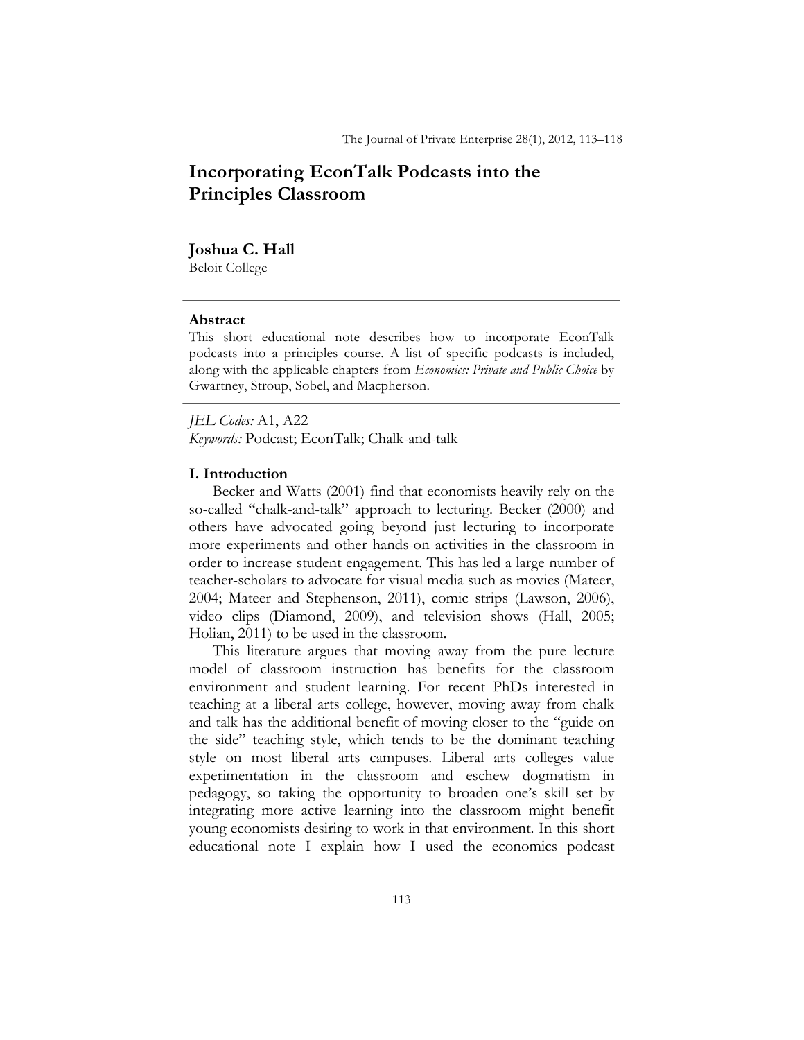# Incorporating EconTalk Podcasts into the Principles Classroom

**Joshua C. Hall**
Beloit College

**Abstract**

This short educational note describes how to incorporate EconTalk podcasts into a principles course. A list of specific podcasts is included, along with the applicable chapters from *Economics: Private and Public Choice* by Gwartney, Stroup, Sobel, and Macpherson.

*JEL Codes:* A1, A22
*Keywords:* Podcast; EconTalk; Chalk-and-talk

## I. Introduction

Becker and Watts (2001) find that economists heavily rely on the so-called "chalk-and-talk" approach to lecturing. Becker (2000) and others have advocated going beyond just lecturing to incorporate more experiments and other hands-on activities in the classroom in order to increase student engagement. This has led a large number of teacher-scholars to advocate for visual media such as movies (Mateer, 2004; Mateer and Stephenson, 2011), comic strips (Lawson, 2006), video clips (Diamond, 2009), and television shows (Hall, 2005; Holian, 2011) to be used in the classroom.

This literature argues that moving away from the pure lecture model of classroom instruction has benefits for the classroom environment and student learning. For recent PhDs interested in teaching at a liberal arts college, however, moving away from chalk and talk has the additional benefit of moving closer to the "guide on the side" teaching style, which tends to be the dominant teaching style on most liberal arts campuses. Liberal arts colleges value experimentation in the classroom and eschew dogmatism in pedagogy, so taking the opportunity to broaden one's skill set by integrating more active learning into the classroom might benefit young economists desiring to work in that environment. In this short educational note I explain how I used the economics podcast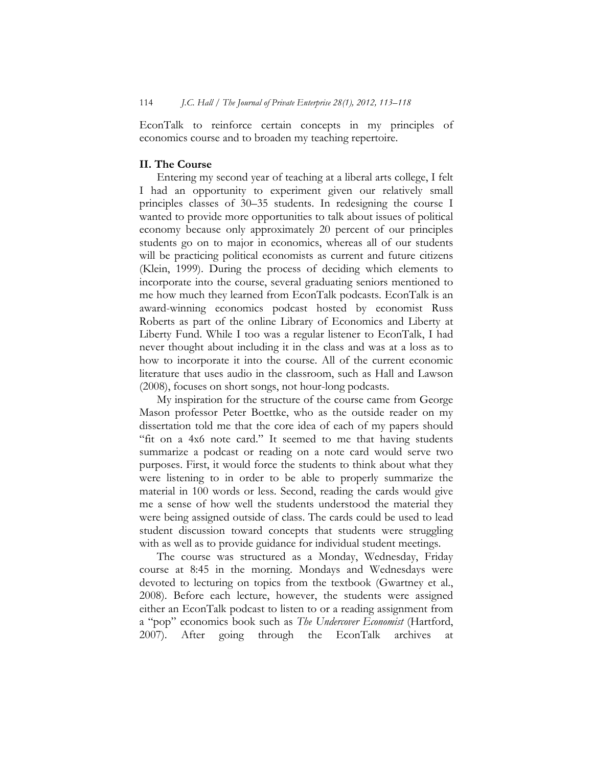EconTalk to reinforce certain concepts in my principles of economics course and to broaden my teaching repertoire.

## II. The Course

Entering my second year of teaching at a liberal arts college, I felt I had an opportunity to experiment given our relatively small principles classes of 30–35 students. In redesigning the course I wanted to provide more opportunities to talk about issues of political economy because only approximately 20 percent of our principles students go on to major in economics, whereas all of our students will be practicing political economists as current and future citizens (Klein, 1999). During the process of deciding which elements to incorporate into the course, several graduating seniors mentioned to me how much they learned from EconTalk podcasts. EconTalk is an award-winning economics podcast hosted by economist Russ Roberts as part of the online Library of Economics and Liberty at Liberty Fund. While I too was a regular listener to EconTalk, I had never thought about including it in the class and was at a loss as to how to incorporate it into the course. All of the current economic literature that uses audio in the classroom, such as Hall and Lawson (2008), focuses on short songs, not hour-long podcasts.

My inspiration for the structure of the course came from George Mason professor Peter Boettke, who as the outside reader on my dissertation told me that the core idea of each of my papers should "fit on a 4x6 note card." It seemed to me that having students summarize a podcast or reading on a note card would serve two purposes. First, it would force the students to think about what they were listening to in order to be able to properly summarize the material in 100 words or less. Second, reading the cards would give me a sense of how well the students understood the material they were being assigned outside of class. The cards could be used to lead student discussion toward concepts that students were struggling with as well as to provide guidance for individual student meetings.

The course was structured as a Monday, Wednesday, Friday course at 8:45 in the morning. Mondays and Wednesdays were devoted to lecturing on topics from the textbook (Gwartney et al., 2008). Before each lecture, however, the students were assigned either an EconTalk podcast to listen to or a reading assignment from a "pop" economics book such as *The Undercover Economist* (Hartford, 2007). After going through the EconTalk archives at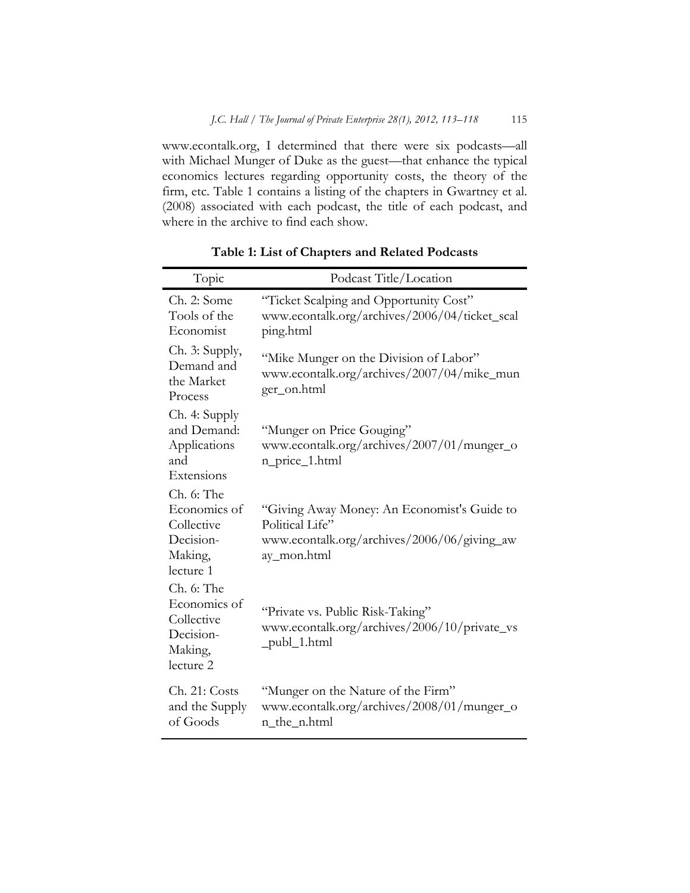www.econtalk.org, I determined that there were six podcasts—all with Michael Munger of Duke as the guest—that enhance the typical economics lectures regarding opportunity costs, the theory of the firm, etc. Table 1 contains a listing of the chapters in Gwartney et al. (2008) associated with each podcast, the title of each podcast, and where in the archive to find each show.

**Table 1: List of Chapters and Related Podcasts**

| Topic | Podcast Title/Location |
|---|---|
| Ch. 2: Some Tools of the Economist | "Ticket Scalping and Opportunity Cost" www.econtalk.org/archives/2006/04/ticket_scalping.html |
| Ch. 3: Supply, Demand and the Market Process | "Mike Munger on the Division of Labor" www.econtalk.org/archives/2007/04/mike_munger_on.html |
| Ch. 4: Supply and Demand: Applications and Extensions | "Munger on Price Gouging" www.econtalk.org/archives/2007/01/munger_on_price_1.html |
| Ch. 6: The Economics of Collective Decision-Making, lecture 1 | "Giving Away Money: An Economist's Guide to Political Life" www.econtalk.org/archives/2006/06/giving_away_mon.html |
| Ch. 6: The Economics of Collective Decision-Making, lecture 2 | "Private vs. Public Risk-Taking" www.econtalk.org/archives/2006/10/private_vs_publ_1.html |
| Ch. 21: Costs and the Supply of Goods | "Munger on the Nature of the Firm" www.econtalk.org/archives/2008/01/munger_on_the_n.html |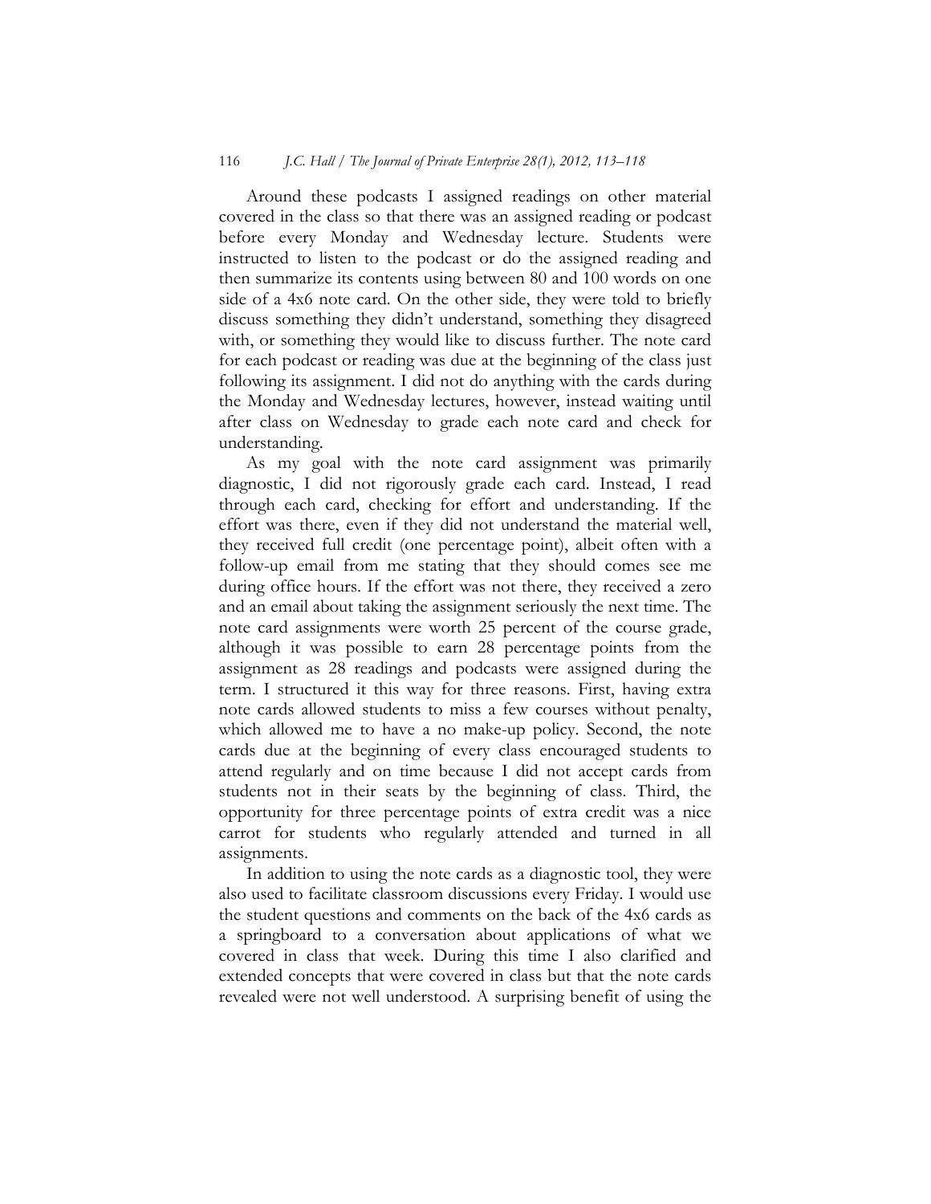Around these podcasts I assigned readings on other material covered in the class so that there was an assigned reading or podcast before every Monday and Wednesday lecture. Students were instructed to listen to the podcast or do the assigned reading and then summarize its contents using between 80 and 100 words on one side of a 4x6 note card. On the other side, they were told to briefly discuss something they didn't understand, something they disagreed with, or something they would like to discuss further. The note card for each podcast or reading was due at the beginning of the class just following its assignment. I did not do anything with the cards during the Monday and Wednesday lectures, however, instead waiting until after class on Wednesday to grade each note card and check for understanding.

As my goal with the note card assignment was primarily diagnostic, I did not rigorously grade each card. Instead, I read through each card, checking for effort and understanding. If the effort was there, even if they did not understand the material well, they received full credit (one percentage point), albeit often with a follow-up email from me stating that they should comes see me during office hours. If the effort was not there, they received a zero and an email about taking the assignment seriously the next time. The note card assignments were worth 25 percent of the course grade, although it was possible to earn 28 percentage points from the assignment as 28 readings and podcasts were assigned during the term. I structured it this way for three reasons. First, having extra note cards allowed students to miss a few courses without penalty, which allowed me to have a no make-up policy. Second, the note cards due at the beginning of every class encouraged students to attend regularly and on time because I did not accept cards from students not in their seats by the beginning of class. Third, the opportunity for three percentage points of extra credit was a nice carrot for students who regularly attended and turned in all assignments.

In addition to using the note cards as a diagnostic tool, they were also used to facilitate classroom discussions every Friday. I would use the student questions and comments on the back of the 4x6 cards as a springboard to a conversation about applications of what we covered in class that week. During this time I also clarified and extended concepts that were covered in class but that the note cards revealed were not well understood. A surprising benefit of using the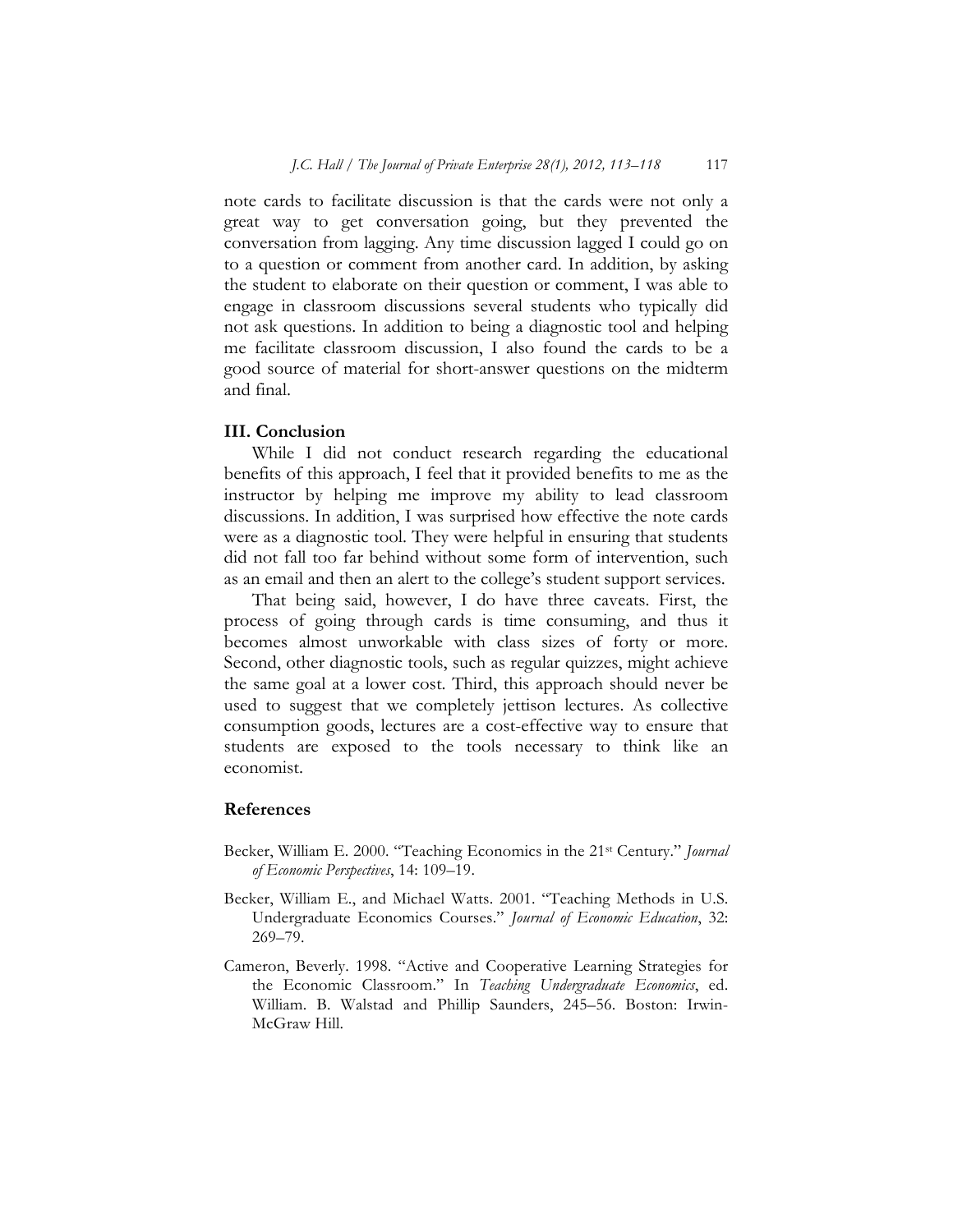note cards to facilitate discussion is that the cards were not only a great way to get conversation going, but they prevented the conversation from lagging. Any time discussion lagged I could go on to a question or comment from another card. In addition, by asking the student to elaborate on their question or comment, I was able to engage in classroom discussions several students who typically did not ask questions. In addition to being a diagnostic tool and helping me facilitate classroom discussion, I also found the cards to be a good source of material for short-answer questions on the midterm and final.

## III. Conclusion

While I did not conduct research regarding the educational benefits of this approach, I feel that it provided benefits to me as the instructor by helping me improve my ability to lead classroom discussions. In addition, I was surprised how effective the note cards were as a diagnostic tool. They were helpful in ensuring that students did not fall too far behind without some form of intervention, such as an email and then an alert to the college's student support services.

That being said, however, I do have three caveats. First, the process of going through cards is time consuming, and thus it becomes almost unworkable with class sizes of forty or more. Second, other diagnostic tools, such as regular quizzes, might achieve the same goal at a lower cost. Third, this approach should never be used to suggest that we completely jettison lectures. As collective consumption goods, lectures are a cost-effective way to ensure that students are exposed to the tools necessary to think like an economist.

## References

Becker, William E. 2000. "Teaching Economics in the 21st Century." *Journal of Economic Perspectives*, 14: 109–19.

Becker, William E., and Michael Watts. 2001. "Teaching Methods in U.S. Undergraduate Economics Courses." *Journal of Economic Education*, 32: 269–79.

Cameron, Beverly. 1998. "Active and Cooperative Learning Strategies for the Economic Classroom." In *Teaching Undergraduate Economics*, ed. William. B. Walstad and Phillip Saunders, 245–56. Boston: Irwin-McGraw Hill.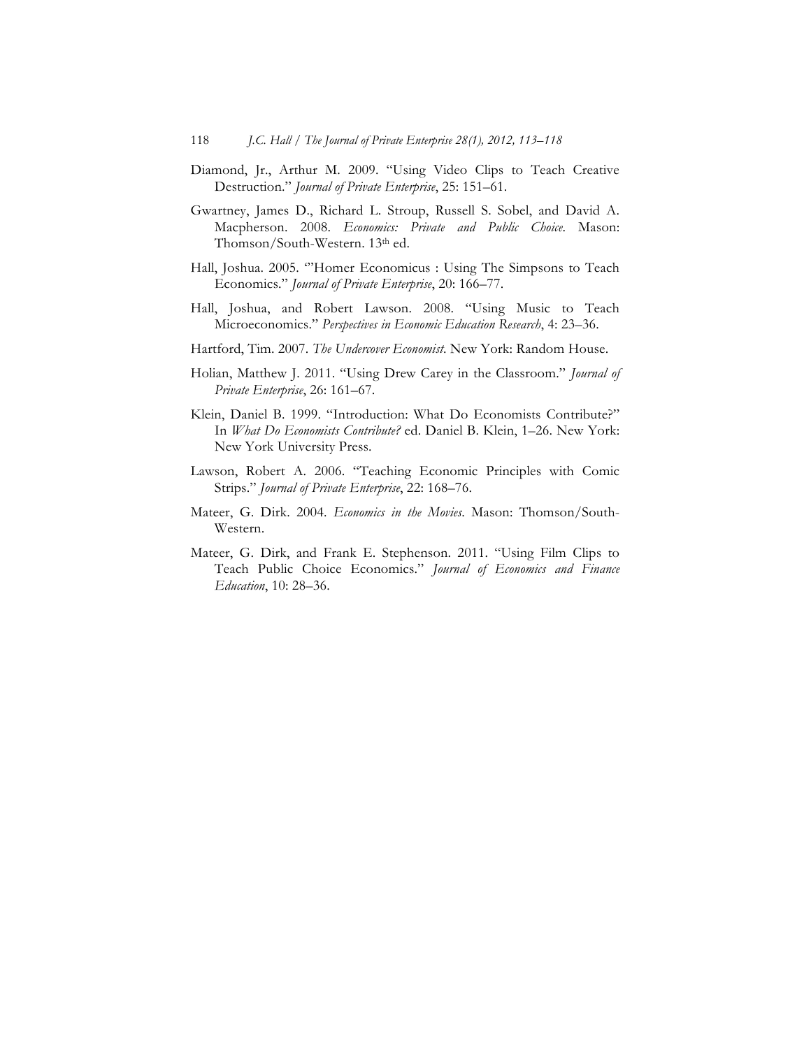Diamond, Jr., Arthur M. 2009. "Using Video Clips to Teach Creative Destruction." *Journal of Private Enterprise*, 25: 151–61.

Gwartney, James D., Richard L. Stroup, Russell S. Sobel, and David A. Macpherson. 2008. *Economics: Private and Public Choice*. Mason: Thomson/South-Western. 13th ed.

Hall, Joshua. 2005. "'Homer Economicus : Using The Simpsons to Teach Economics." *Journal of Private Enterprise*, 20: 166–77.

Hall, Joshua, and Robert Lawson. 2008. "Using Music to Teach Microeconomics." *Perspectives in Economic Education Research*, 4: 23–36.

Hartford, Tim. 2007. *The Undercover Economist*. New York: Random House.

Holian, Matthew J. 2011. "Using Drew Carey in the Classroom." *Journal of Private Enterprise*, 26: 161–67.

Klein, Daniel B. 1999. "Introduction: What Do Economists Contribute?" In *What Do Economists Contribute?* ed. Daniel B. Klein, 1–26. New York: New York University Press.

Lawson, Robert A. 2006. "Teaching Economic Principles with Comic Strips." *Journal of Private Enterprise*, 22: 168–76.

Mateer, G. Dirk. 2004. *Economics in the Movies*. Mason: Thomson/South-Western.

Mateer, G. Dirk, and Frank E. Stephenson. 2011. "Using Film Clips to Teach Public Choice Economics." *Journal of Economics and Finance Education*, 10: 28–36.